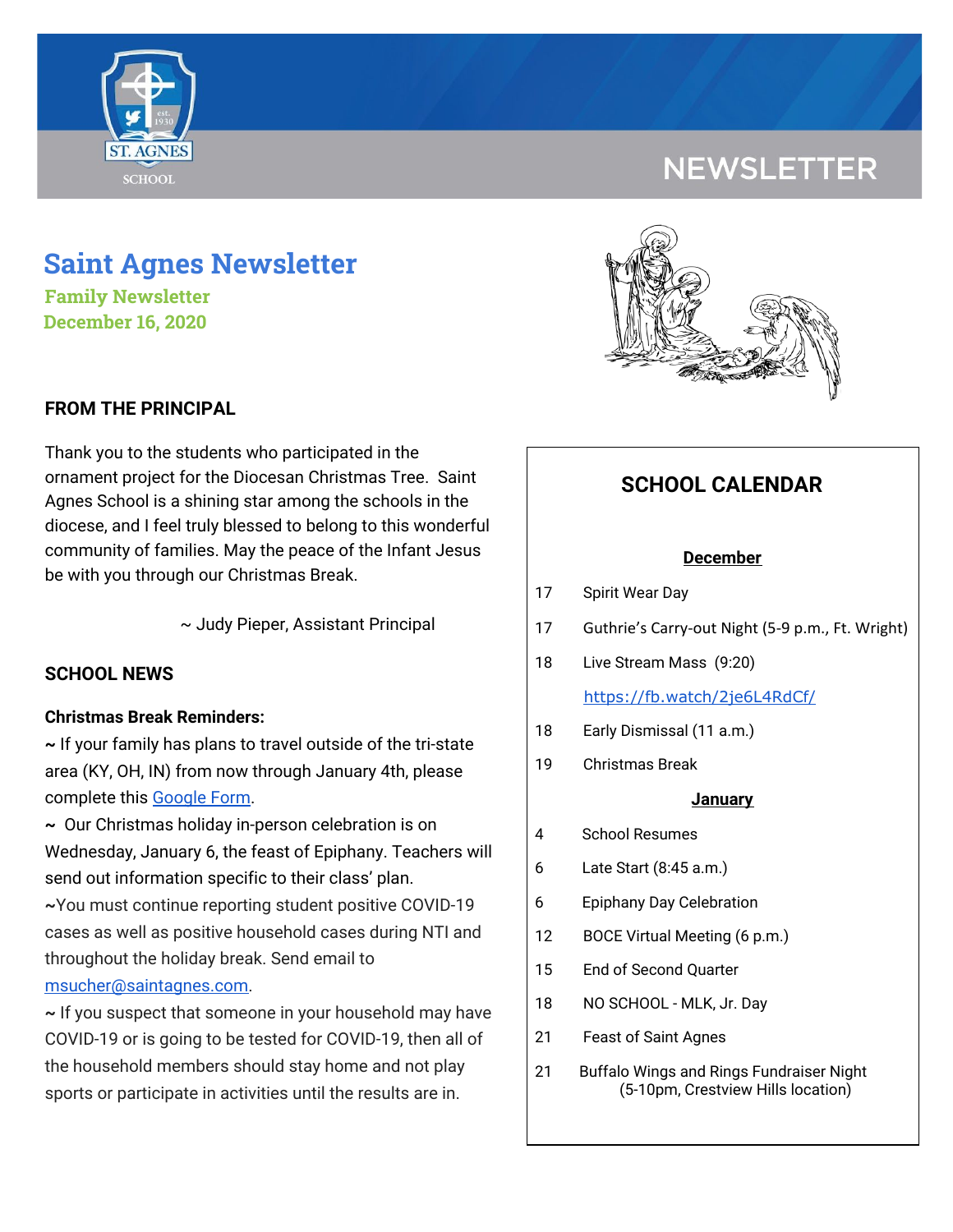# NEWSLETTER

## Saint Agnes Newsletter

**Family Newsletter**
**December 16, 2020**

### FROM THE PRINCIPAL

Thank you to the students who participated in the ornament project for the Diocesan Christmas Tree. Saint Agnes School is a shining star among the schools in the diocese, and I feel truly blessed to belong to this wonderful community of families. May the peace of the Infant Jesus be with you through our Christmas Break.

~ Judy Pieper, Assistant Principal

### SCHOOL NEWS

**Christmas Break Reminders:**

~ If your family has plans to travel outside of the tri-state area (KY, OH, IN) from now through January 4th, please complete this Google Form.

~ Our Christmas holiday in-person celebration is on Wednesday, January 6, the feast of Epiphany. Teachers will send out information specific to their class' plan.

~You must continue reporting student positive COVID-19 cases as well as positive household cases during NTI and throughout the holiday break. Send email to msucher@saintagnes.com.

~ If you suspect that someone in your household may have COVID-19 or is going to be tested for COVID-19, then all of the household members should stay home and not play sports or participate in activities until the results are in.

### SCHOOL CALENDAR

**December**

| | |
|---|---|
| 17 | Spirit Wear Day |
| 17 | Guthrie's Carry-out Night (5-9 p.m., Ft. Wright) |
| 18 | Live Stream Mass (9:20) https://fb.watch/2je6L4RdCf/ |
| 18 | Early Dismissal (11 a.m.) |
| 19 | Christmas Break |

**January**

| | |
|---|---|
| 4 | School Resumes |
| 6 | Late Start (8:45 a.m.) |
| 6 | Epiphany Day Celebration |
| 12 | BOCE Virtual Meeting (6 p.m.) |
| 15 | End of Second Quarter |
| 18 | NO SCHOOL - MLK, Jr. Day |
| 21 | Feast of Saint Agnes |
| 21 | Buffalo Wings and Rings Fundraiser Night (5-10pm, Crestview Hills location) |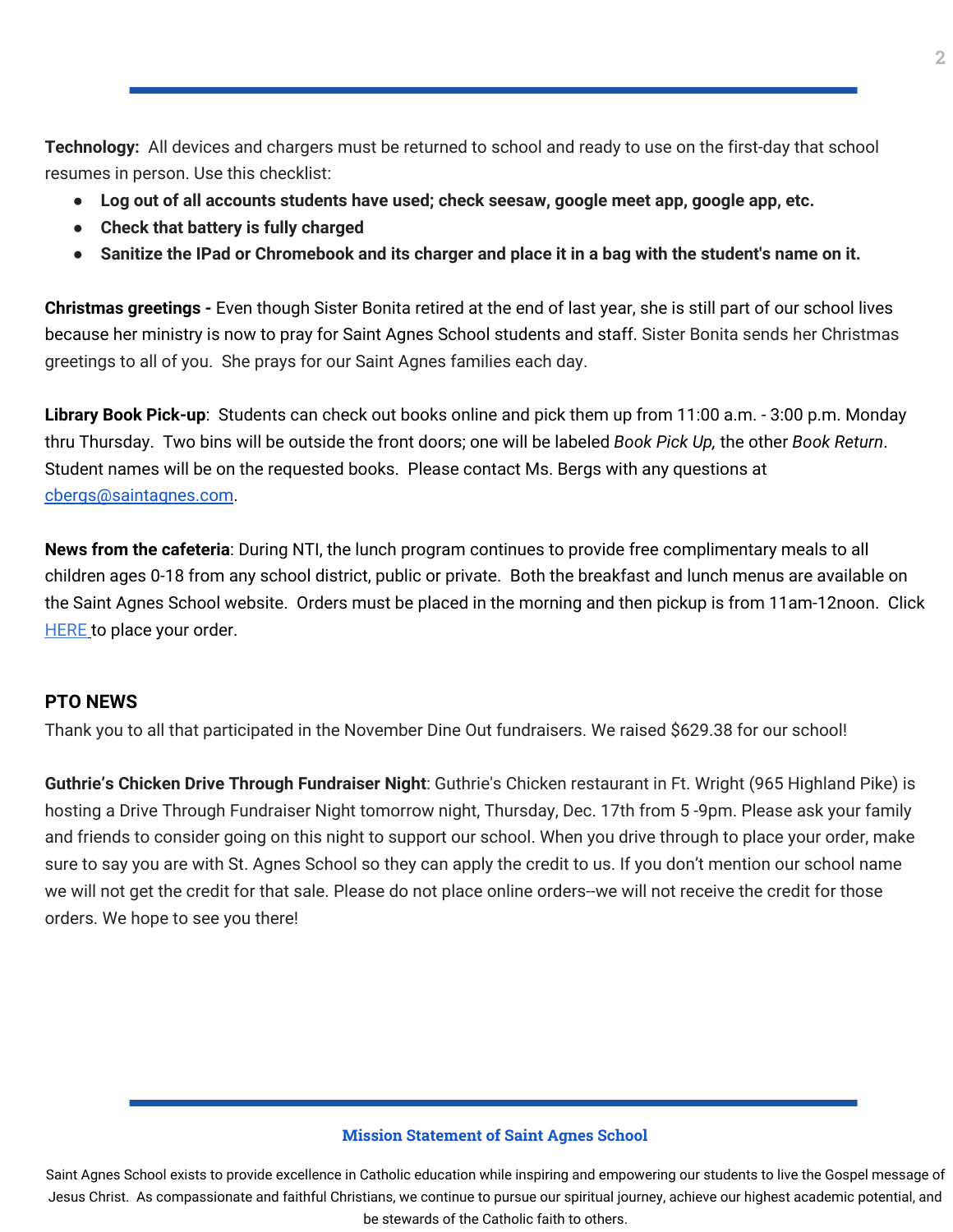**Technology:** All devices and chargers must be returned to school and ready to use on the first-day that school resumes in person. Use this checklist:

- **Log out of all accounts students have used; check seesaw, google meet app, google app, etc.**
- **Check that battery is fully charged**
- **Sanitize the IPad or Chromebook and its charger and place it in a bag with the student's name on it.**

**Christmas greetings -** Even though Sister Bonita retired at the end of last year, she is still part of our school lives because her ministry is now to pray for Saint Agnes School students and staff. Sister Bonita sends her Christmas greetings to all of you. She prays for our Saint Agnes families each day.

**Library Book Pick-up**: Students can check out books online and pick them up from 11:00 a.m. - 3:00 p.m. Monday thru Thursday. Two bins will be outside the front doors; one will be labeled *Book Pick Up,* the other *Book Return*. Student names will be on the requested books. Please contact Ms. Bergs with any questions at cbergs@saintagnes.com.

**News from the cafeteria**: During NTI, the lunch program continues to provide free complimentary meals to all children ages 0-18 from any school district, public or private. Both the breakfast and lunch menus are available on the Saint Agnes School website. Orders must be placed in the morning and then pickup is from 11am-12noon. Click HERE to place your order.

## PTO NEWS

Thank you to all that participated in the November Dine Out fundraisers. We raised $629.38 for our school!

**Guthrie's Chicken Drive Through Fundraiser Night**: Guthrie's Chicken restaurant in Ft. Wright (965 Highland Pike) is hosting a Drive Through Fundraiser Night tomorrow night, Thursday, Dec. 17th from 5 -9pm. Please ask your family and friends to consider going on this night to support our school. When you drive through to place your order, make sure to say you are with St. Agnes School so they can apply the credit to us. If you don't mention our school name we will not get the credit for that sale. Please do not place online orders--we will not receive the credit for those orders. We hope to see you there!

### Mission Statement of Saint Agnes School

Saint Agnes School exists to provide excellence in Catholic education while inspiring and empowering our students to live the Gospel message of Jesus Christ. As compassionate and faithful Christians, we continue to pursue our spiritual journey, achieve our highest academic potential, and be stewards of the Catholic faith to others.